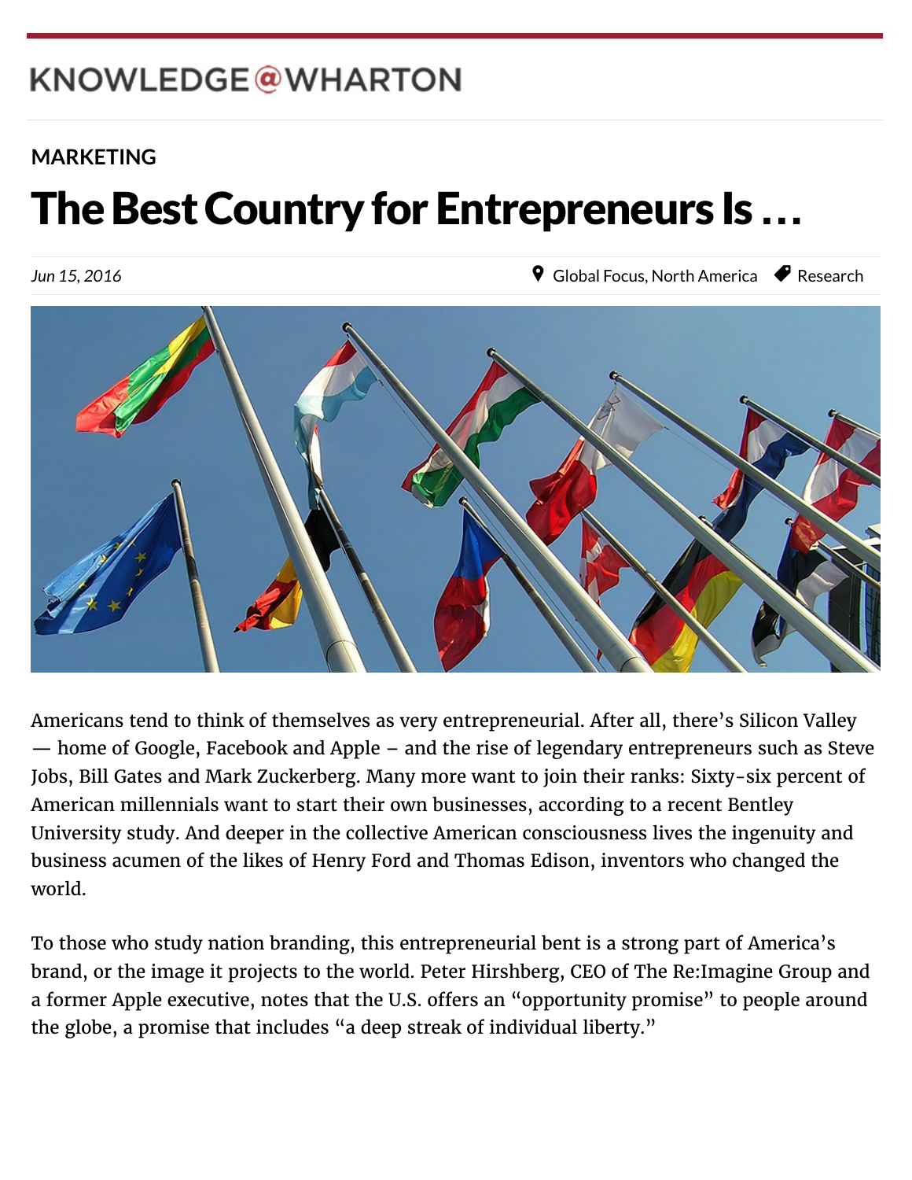KNOWLEDGE@WHARTON

MARKETING

# The Best Country for Entrepreneurs Is …

*Jun 15, 2016*

Global Focus, North America — Research

Americans tend to think of themselves as very entrepreneurial. After all, there's Silicon Valley — home of Google, Facebook and Apple – and the rise of legendary entrepreneurs such as Steve Jobs, Bill Gates and Mark Zuckerberg. Many more want to join their ranks: Sixty-six percent of American millennials want to start their own businesses, according to a recent Bentley University study. And deeper in the collective American consciousness lives the ingenuity and business acumen of the likes of Henry Ford and Thomas Edison, inventors who changed the world.

To those who study nation branding, this entrepreneurial bent is a strong part of America's brand, or the image it projects to the world. Peter Hirshberg, CEO of The Re:Imagine Group and a former Apple executive, notes that the U.S. offers an "opportunity promise" to people around the globe, a promise that includes "a deep streak of individual liberty."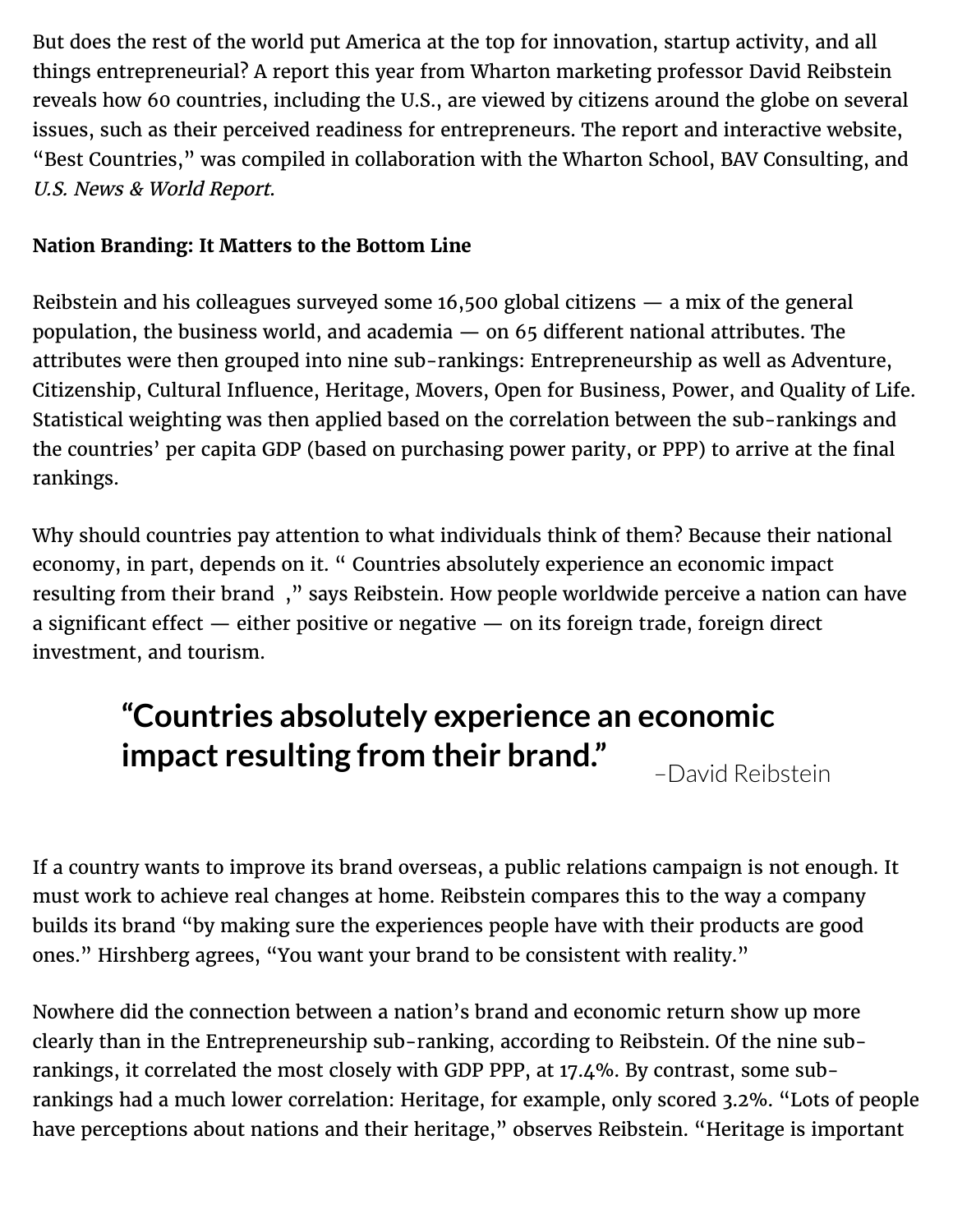But does the rest of the world put America at the top for innovation, startup activity, and all things entrepreneurial? A report this year from Wharton marketing professor David Reibstein reveals how 60 countries, including the U.S., are viewed by citizens around the globe on several issues, such as their perceived readiness for entrepreneurs. The report and interactive website, "Best Countries," was compiled in collaboration with the Wharton School, BAV Consulting, and *U.S. News & World Report*.

**Nation Branding: It Matters to the Bottom Line**

Reibstein and his colleagues surveyed some 16,500 global citizens — a mix of the general population, the business world, and academia — on 65 different national attributes. The attributes were then grouped into nine sub-rankings: Entrepreneurship as well as Adventure, Citizenship, Cultural Influence, Heritage, Movers, Open for Business, Power, and Quality of Life. Statistical weighting was then applied based on the correlation between the sub-rankings and the countries' per capita GDP (based on purchasing power parity, or PPP) to arrive at the final rankings.

Why should countries pay attention to what individuals think of them? Because their national economy, in part, depends on it. " Countries absolutely experience an economic impact resulting from their brand ," says Reibstein. How people worldwide perceive a nation can have a significant effect — either positive or negative — on its foreign trade, foreign direct investment, and tourism.

> **"Countries absolutely experience an economic impact resulting from their brand."** –David Reibstein

If a country wants to improve its brand overseas, a public relations campaign is not enough. It must work to achieve real changes at home. Reibstein compares this to the way a company builds its brand "by making sure the experiences people have with their products are good ones." Hirshberg agrees, "You want your brand to be consistent with reality."

Nowhere did the connection between a nation's brand and economic return show up more clearly than in the Entrepreneurship sub-ranking, according to Reibstein. Of the nine sub-rankings, it correlated the most closely with GDP PPP, at 17.4%. By contrast, some sub-rankings had a much lower correlation: Heritage, for example, only scored 3.2%. "Lots of people have perceptions about nations and their heritage," observes Reibstein. "Heritage is important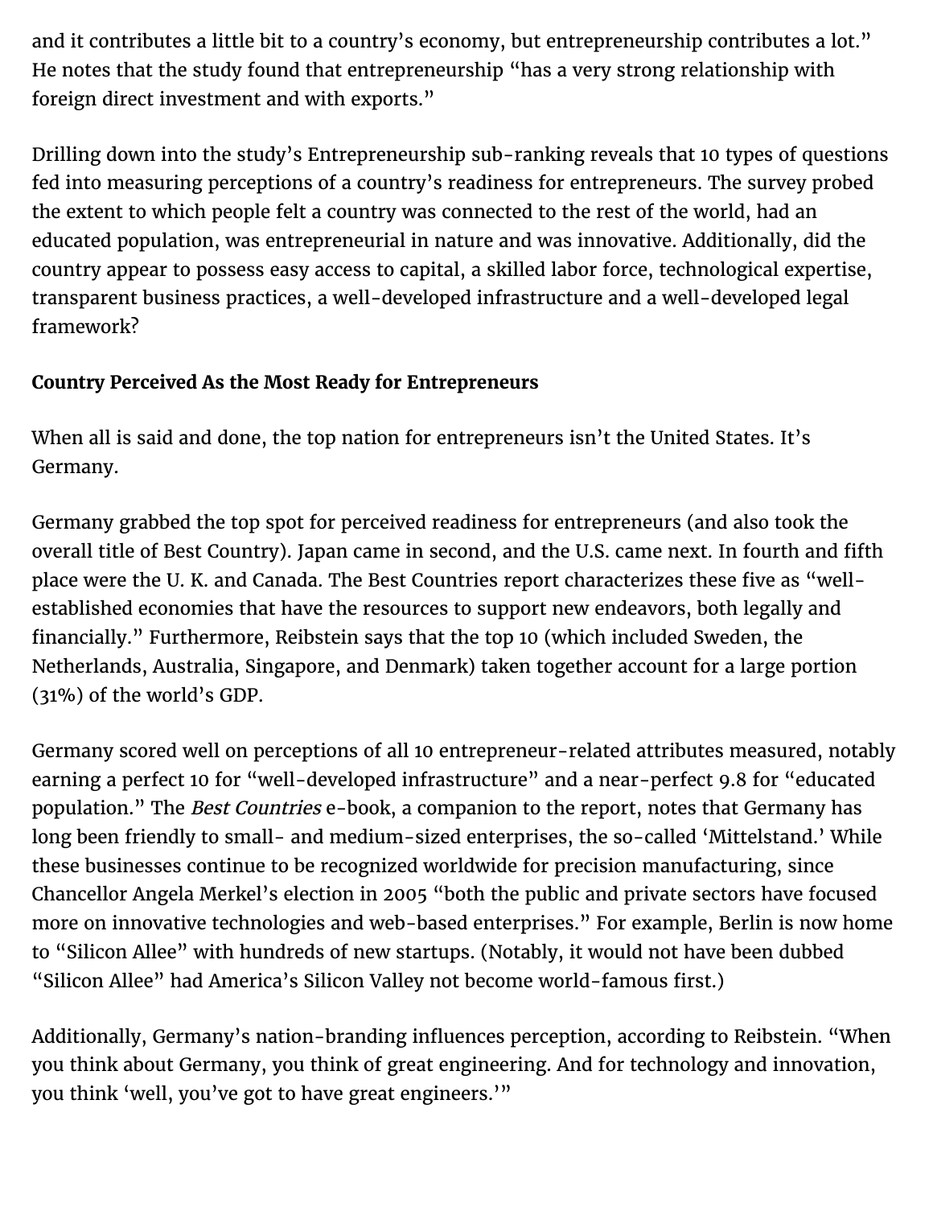and it contributes a little bit to a country's economy, but entrepreneurship contributes a lot." He notes that the study found that entrepreneurship "has a very strong relationship with foreign direct investment and with exports."

Drilling down into the study's Entrepreneurship sub-ranking reveals that 10 types of questions fed into measuring perceptions of a country's readiness for entrepreneurs. The survey probed the extent to which people felt a country was connected to the rest of the world, had an educated population, was entrepreneurial in nature and was innovative. Additionally, did the country appear to possess easy access to capital, a skilled labor force, technological expertise, transparent business practices, a well-developed infrastructure and a well-developed legal framework?

**Country Perceived As the Most Ready for Entrepreneurs**

When all is said and done, the top nation for entrepreneurs isn't the United States. It's Germany.

Germany grabbed the top spot for perceived readiness for entrepreneurs (and also took the overall title of Best Country). Japan came in second, and the U.S. came next. In fourth and fifth place were the U. K. and Canada. The Best Countries report characterizes these five as "well-established economies that have the resources to support new endeavors, both legally and financially." Furthermore, Reibstein says that the top 10 (which included Sweden, the Netherlands, Australia, Singapore, and Denmark) taken together account for a large portion (31%) of the world's GDP.

Germany scored well on perceptions of all 10 entrepreneur-related attributes measured, notably earning a perfect 10 for "well-developed infrastructure" and a near-perfect 9.8 for "educated population." The *Best Countries* e-book, a companion to the report, notes that Germany has long been friendly to small- and medium-sized enterprises, the so-called 'Mittelstand.' While these businesses continue to be recognized worldwide for precision manufacturing, since Chancellor Angela Merkel's election in 2005 "both the public and private sectors have focused more on innovative technologies and web-based enterprises." For example, Berlin is now home to "Silicon Allee" with hundreds of new startups. (Notably, it would not have been dubbed "Silicon Allee" had America's Silicon Valley not become world-famous first.)

Additionally, Germany's nation-branding influences perception, according to Reibstein. "When you think about Germany, you think of great engineering. And for technology and innovation, you think 'well, you've got to have great engineers.'"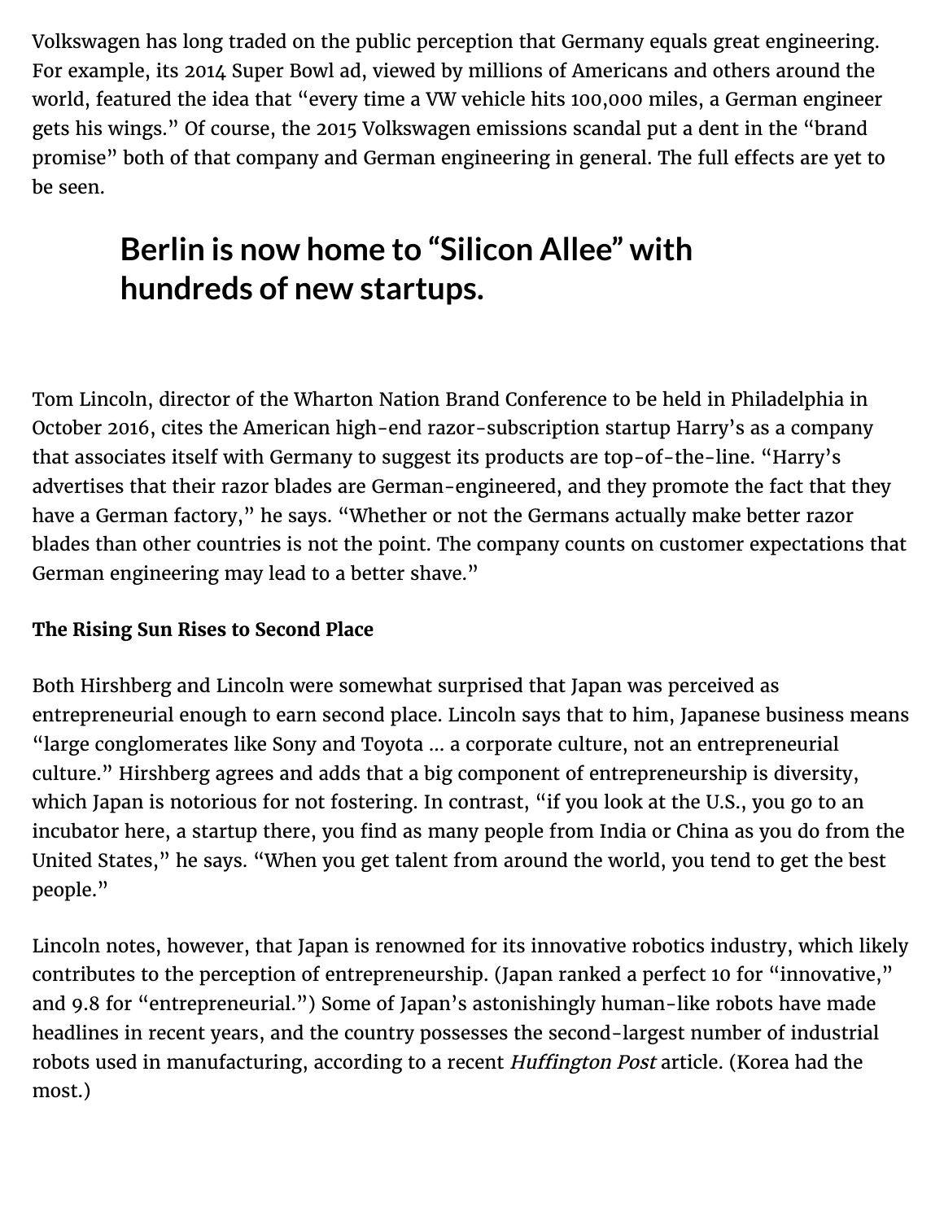Volkswagen has long traded on the public perception that Germany equals great engineering. For example, its 2014 Super Bowl ad, viewed by millions of Americans and others around the world, featured the idea that "every time a VW vehicle hits 100,000 miles, a German engineer gets his wings." Of course, the 2015 Volkswagen emissions scandal put a dent in the "brand promise" both of that company and German engineering in general. The full effects are yet to be seen.

> **Berlin is now home to "Silicon Allee" with hundreds of new startups.**

Tom Lincoln, director of the Wharton Nation Brand Conference to be held in Philadelphia in October 2016, cites the American high-end razor-subscription startup Harry's as a company that associates itself with Germany to suggest its products are top-of-the-line. "Harry's advertises that their razor blades are German-engineered, and they promote the fact that they have a German factory," he says. "Whether or not the Germans actually make better razor blades than other countries is not the point. The company counts on customer expectations that German engineering may lead to a better shave."

**The Rising Sun Rises to Second Place**

Both Hirshberg and Lincoln were somewhat surprised that Japan was perceived as entrepreneurial enough to earn second place. Lincoln says that to him, Japanese business means "large conglomerates like Sony and Toyota … a corporate culture, not an entrepreneurial culture." Hirshberg agrees and adds that a big component of entrepreneurship is diversity, which Japan is notorious for not fostering. In contrast, "if you look at the U.S., you go to an incubator here, a startup there, you find as many people from India or China as you do from the United States," he says. "When you get talent from around the world, you tend to get the best people."

Lincoln notes, however, that Japan is renowned for its innovative robotics industry, which likely contributes to the perception of entrepreneurship. (Japan ranked a perfect 10 for "innovative," and 9.8 for "entrepreneurial.") Some of Japan's astonishingly human-like robots have made headlines in recent years, and the country possesses the second-largest number of industrial robots used in manufacturing, according to a recent *Huffington Post* article. (Korea had the most.)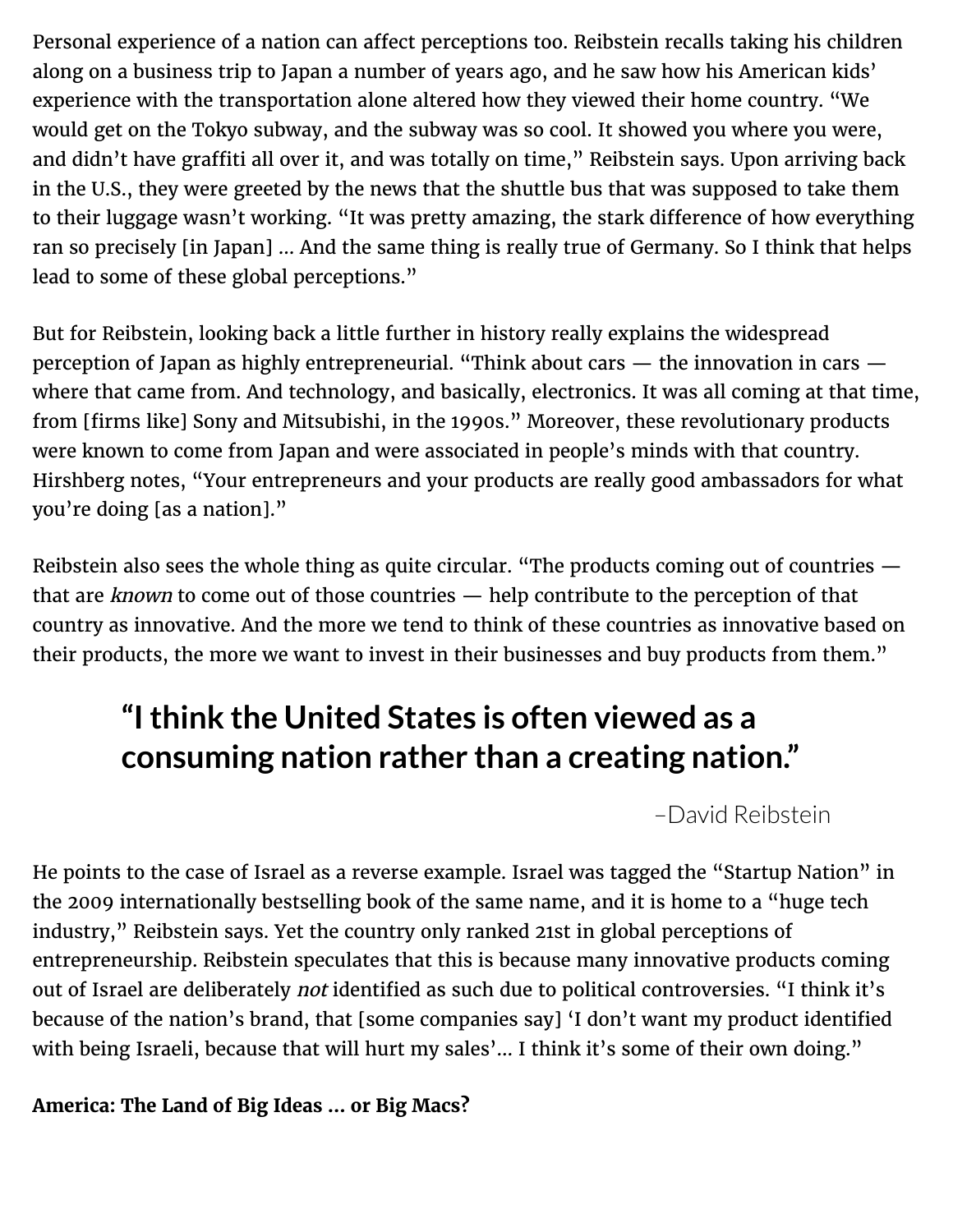Personal experience of a nation can affect perceptions too. Reibstein recalls taking his children along on a business trip to Japan a number of years ago, and he saw how his American kids' experience with the transportation alone altered how they viewed their home country. "We would get on the Tokyo subway, and the subway was so cool. It showed you where you were, and didn't have graffiti all over it, and was totally on time," Reibstein says. Upon arriving back in the U.S., they were greeted by the news that the shuttle bus that was supposed to take them to their luggage wasn't working. "It was pretty amazing, the stark difference of how everything ran so precisely [in Japan] … And the same thing is really true of Germany. So I think that helps lead to some of these global perceptions."

But for Reibstein, looking back a little further in history really explains the widespread perception of Japan as highly entrepreneurial. "Think about cars — the innovation in cars — where that came from. And technology, and basically, electronics. It was all coming at that time, from [firms like] Sony and Mitsubishi, in the 1990s." Moreover, these revolutionary products were known to come from Japan and were associated in people's minds with that country. Hirshberg notes, "Your entrepreneurs and your products are really good ambassadors for what you're doing [as a nation]."

Reibstein also sees the whole thing as quite circular. "The products coming out of countries — that are *known* to come out of those countries — help contribute to the perception of that country as innovative. And the more we tend to think of these countries as innovative based on their products, the more we want to invest in their businesses and buy products from them."

> **"I think the United States is often viewed as a consuming nation rather than a creating nation."**
>
> –David Reibstein

He points to the case of Israel as a reverse example. Israel was tagged the "Startup Nation" in the 2009 internationally bestselling book of the same name, and it is home to a "huge tech industry," Reibstein says. Yet the country only ranked 21st in global perceptions of entrepreneurship. Reibstein speculates that this is because many innovative products coming out of Israel are deliberately *not* identified as such due to political controversies. "I think it's because of the nation's brand, that [some companies say] 'I don't want my product identified with being Israeli, because that will hurt my sales'… I think it's some of their own doing."

**America: The Land of Big Ideas … or Big Macs?**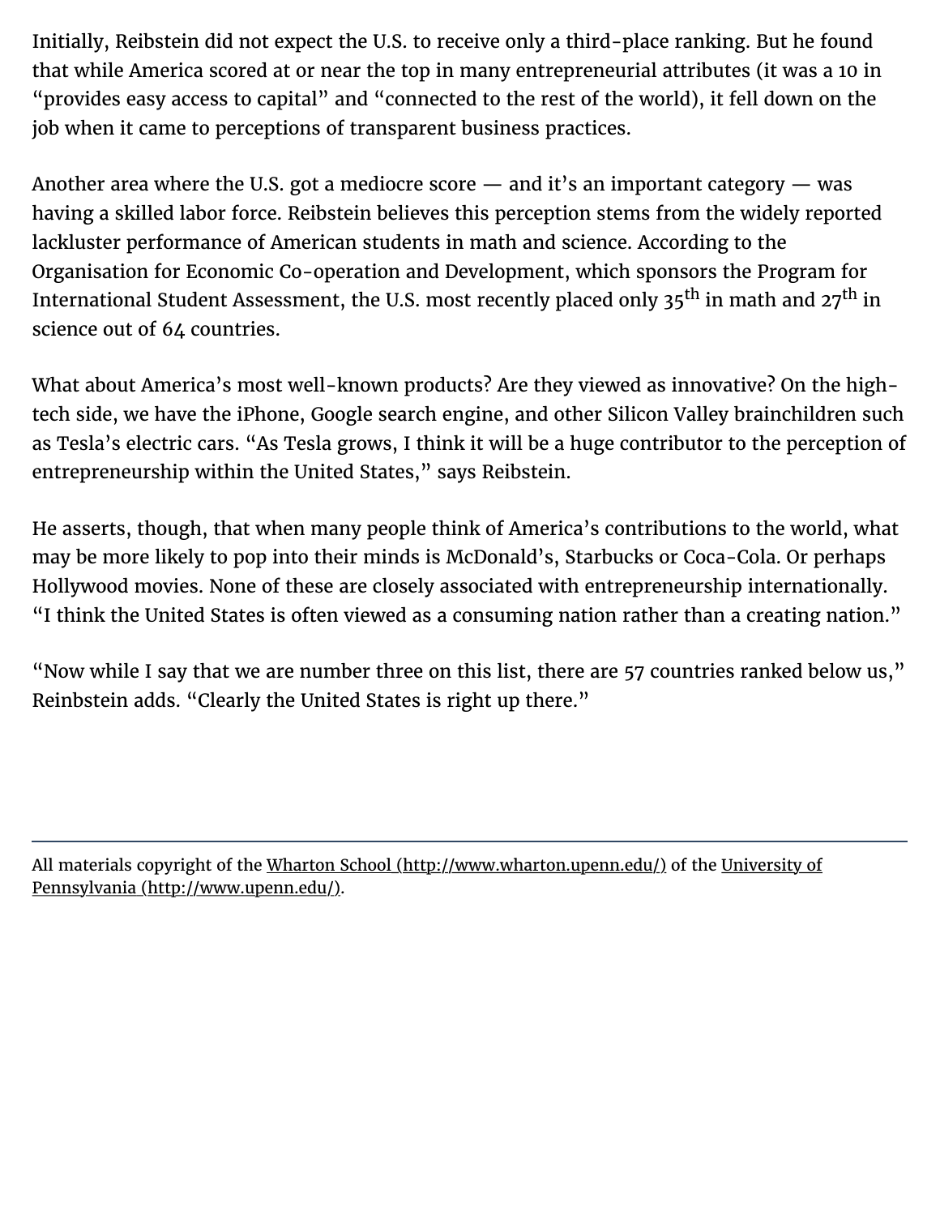Initially, Reibstein did not expect the U.S. to receive only a third-place ranking. But he found that while America scored at or near the top in many entrepreneurial attributes (it was a 10 in "provides easy access to capital" and "connected to the rest of the world), it fell down on the job when it came to perceptions of transparent business practices.

Another area where the U.S. got a mediocre score — and it's an important category — was having a skilled labor force. Reibstein believes this perception stems from the widely reported lackluster performance of American students in math and science. According to the Organisation for Economic Co-operation and Development, which sponsors the Program for International Student Assessment, the U.S. most recently placed only 35th in math and 27th in science out of 64 countries.

What about America's most well-known products? Are they viewed as innovative? On the high-tech side, we have the iPhone, Google search engine, and other Silicon Valley brainchildren such as Tesla's electric cars. "As Tesla grows, I think it will be a huge contributor to the perception of entrepreneurship within the United States," says Reibstein.

He asserts, though, that when many people think of America's contributions to the world, what may be more likely to pop into their minds is McDonald's, Starbucks or Coca-Cola. Or perhaps Hollywood movies. None of these are closely associated with entrepreneurship internationally. "I think the United States is often viewed as a consuming nation rather than a creating nation."

"Now while I say that we are number three on this list, there are 57 countries ranked below us," Reinbstein adds. "Clearly the United States is right up there."

---

All materials copyright of the [Wharton School (http://www.wharton.upenn.edu/)](http://www.wharton.upenn.edu/) of the [University of Pennsylvania (http://www.upenn.edu/)](http://www.upenn.edu/).